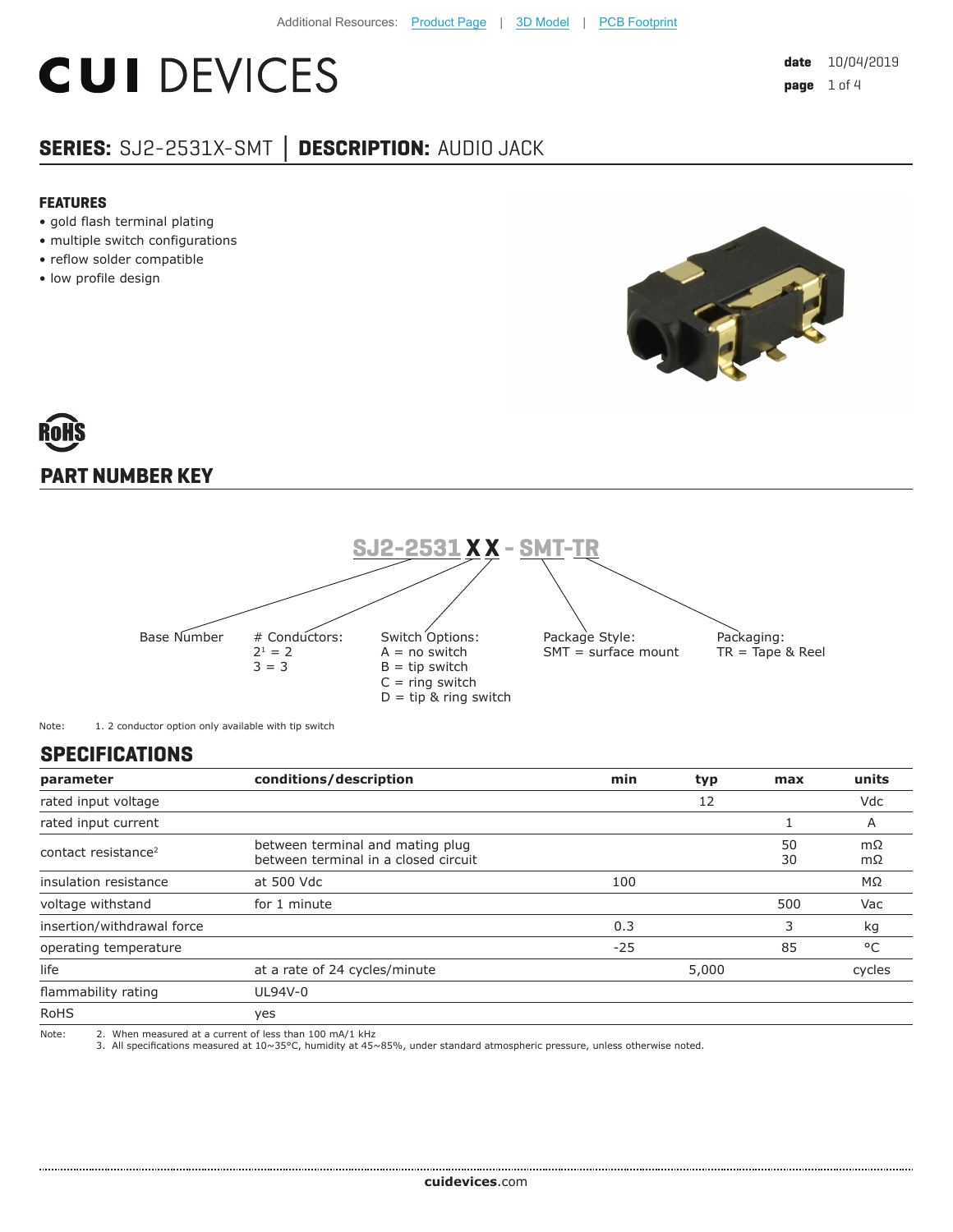Additional Resources: Product Page | 3D Model | PCB Footprint

# CUI DEVICES

**date** 10/04/2019

## SERIES: SJ2-2531X-SMT │ DESCRIPTION: AUDIO JACK

### FEATURES

- gold flash terminal plating
- multiple switch configurations
- reflow solder compatible
- low profile design

RoHS

## PART NUMBER KEY

SJ2-2531 X X - SMT-TR

Base Number

\# Conductors:
2[1] = 2
3 = 3

Switch Options:
A = no switch
B = tip switch
C = ring switch
D = tip & ring switch

Package Style:
SMT = surface mount

Packaging:
TR = Tape & Reel

Note: 1. 2 conductor option only available with tip switch

## SPECIFICATIONS

| parameter | conditions/description | min | typ | max | units |
|---|---|---|---|---|---|
| rated input voltage | | | 12 | | Vdc |
| rated input current | | | | 1 | A |
| contact resistance[2] | between terminal and mating plug<br>between terminal in a closed circuit | | | 50<br>30 | mΩ<br>mΩ |
| insulation resistance | at 500 Vdc | 100 | | | MΩ |
| voltage withstand | for 1 minute | | | 500 | Vac |
| insertion/withdrawal force | | 0.3 | | 3 | kg |
| operating temperature | | -25 | | 85 | °C |
| life | at a rate of 24 cycles/minute | | 5,000 | | cycles |
| flammability rating | UL94V-0 | | | | |
| RoHS | yes | | | | |

Note: 2. When measured at a current of less than 100 mA/1 kHz
3. All specifications measured at 10~35°C, humidity at 45~85%, under standard atmospheric pressure, unless otherwise noted.

**cuidevices**.com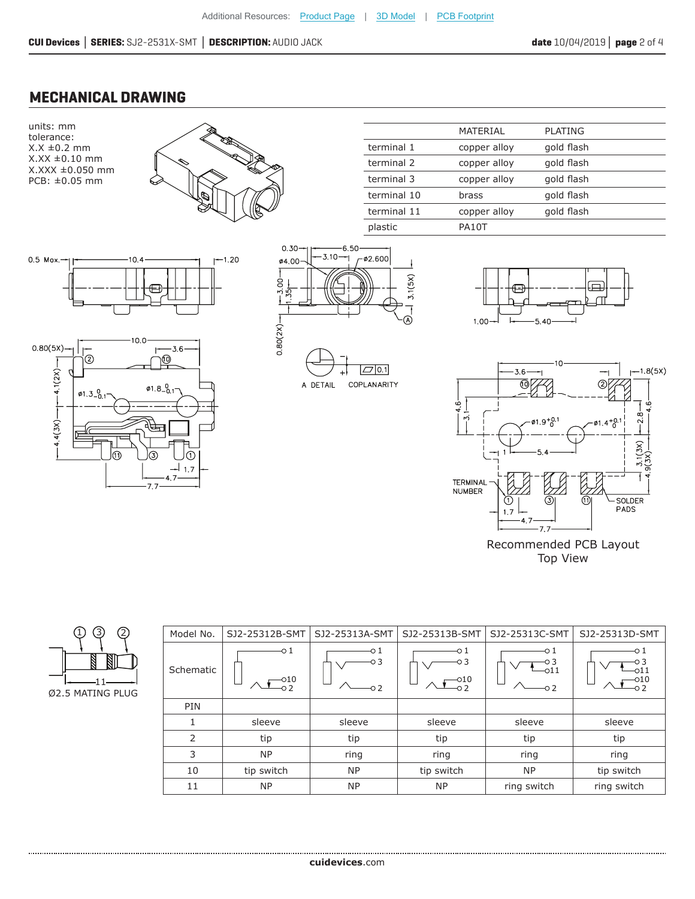## MECHANICAL DRAWING

units: mm
tolerance:
X.X ±0.2 mm
X.XX ±0.10 mm
X.XXX ±0.050 mm
PCB: ±0.05 mm

| | MATERIAL | PLATING |
|---|---|---|
| terminal 1 | copper alloy | gold flash |
| terminal 2 | copper alloy | gold flash |
| terminal 3 | copper alloy | gold flash |
| terminal 10 | brass | gold flash |
| terminal 11 | copper alloy | gold flash |
| plastic | PA10T | |

A DETAIL    COPLANARITY

Recommended PCB Layout
Top View

Ø2.5 MATING PLUG

| Model No. | SJ2-25312B-SMT | SJ2-25313A-SMT | SJ2-25313B-SMT | SJ2-25313C-SMT | SJ2-25313D-SMT |
|---|---|---|---|---|---|
| Schematic | | | | | |
| PIN | | | | | |
| 1 | sleeve | sleeve | sleeve | sleeve | sleeve |
| 2 | tip | tip | tip | tip | tip |
| 3 | NP | ring | ring | ring | ring |
| 10 | tip switch | NP | tip switch | NP | tip switch |
| 11 | NP | NP | NP | ring switch | ring switch |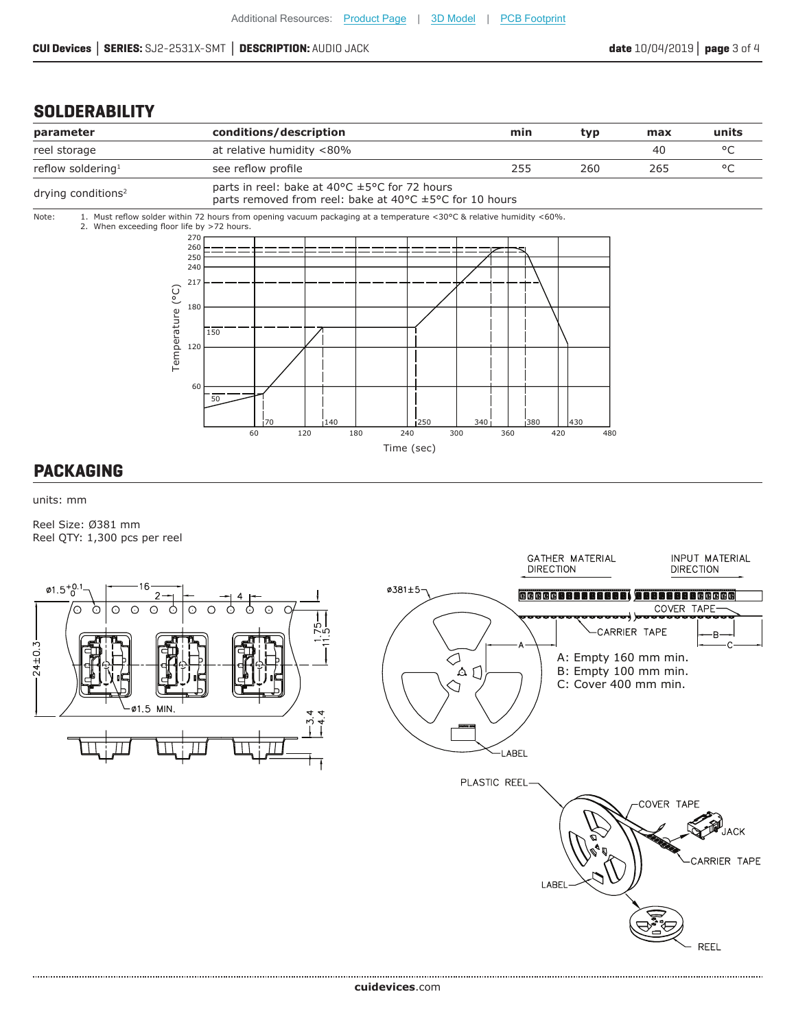## SOLDERABILITY

| parameter | conditions/description | min | typ | max | units |
|---|---|---|---|---|---|
| reel storage | at relative humidity <80% | | | 40 | °C |
| reflow soldering[1] | see reflow profile | 255 | 260 | 265 | °C |
| drying conditions[2] | parts in reel: bake at 40°C ±5°C for 72 hours<br>parts removed from reel: bake at 40°C ±5°C for 10 hours | | | | |

Note:
1. Must reflow solder within 72 hours from opening vacuum packaging at a temperature <30°C & relative humidity <60%.
2. When exceeding floor life by >72 hours.

## PACKAGING

units: mm

Reel Size: Ø381 mm
Reel QTY: 1,300 pcs per reel

A: Empty 160 mm min.
B: Empty 100 mm min.
C: Cover 400 mm min.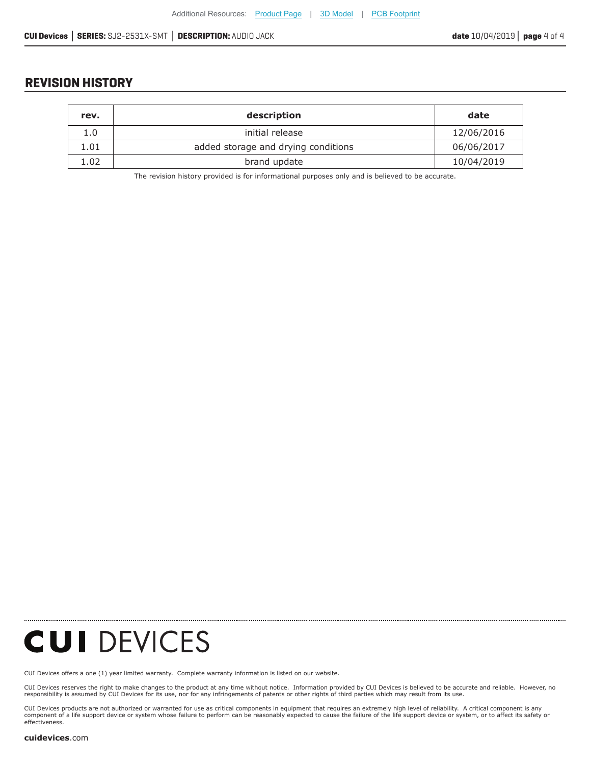## REVISION HISTORY

| rev. | description | date |
| --- | --- | --- |
| 1.0 | initial release | 12/06/2016 |
| 1.01 | added storage and drying conditions | 06/06/2017 |
| 1.02 | brand update | 10/04/2019 |

The revision history provided is for informational purposes only and is believed to be accurate.

**CUI** DEVICES

CUI Devices offers a one (1) year limited warranty. Complete warranty information is listed on our website.

CUI Devices reserves the right to make changes to the product at any time without notice. Information provided by CUI Devices is believed to be accurate and reliable. However, no responsibility is assumed by CUI Devices for its use, nor for any infringements of patents or other rights of third parties which may result from its use.

CUI Devices products are not authorized or warranted for use as critical components in equipment that requires an extremely high level of reliability. A critical component is any component of a life support device or system whose failure to perform can be reasonably expected to cause the failure of the life support device or system, or to affect its safety or effectiveness.

**cuidevices**.com